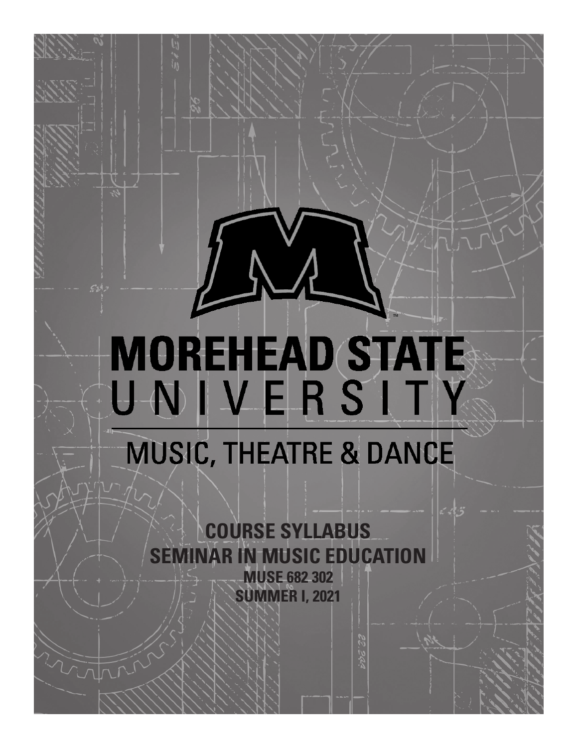# MOREHEAD STATE UNIVERSITY

## MUSIC, THEATRE & DANCE

## COURSE SYLLABUS
## SEMINAR IN MUSIC EDUCATION

**MUSE 682 302**

**SUMMER I, 2021**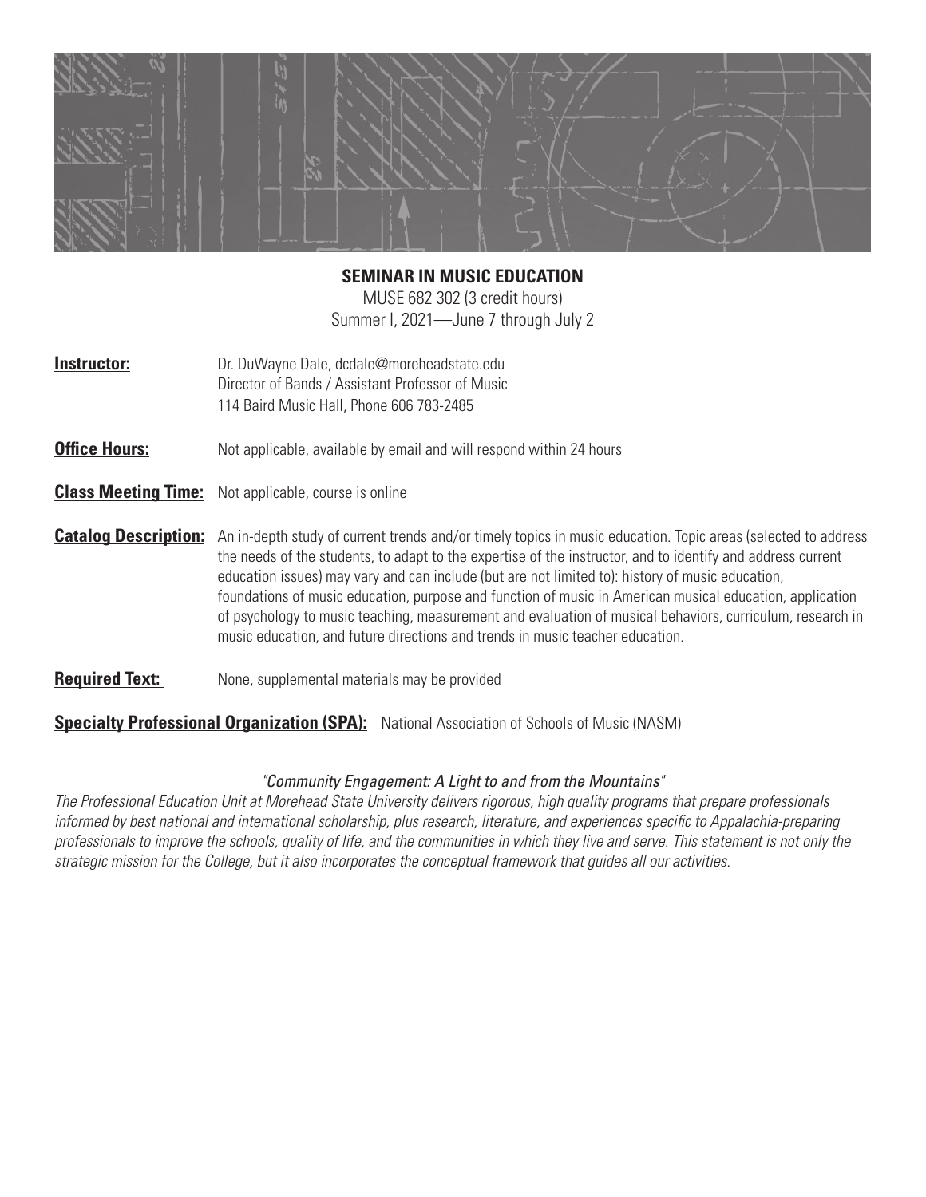**SEMINAR IN MUSIC EDUCATION**

MUSE 682 302 (3 credit hours)

Summer I, 2021—June 7 through July 2

**Instructor:** Dr. DuWayne Dale, dcdale@moreheadstate.edu
Director of Bands / Assistant Professor of Music
114 Baird Music Hall, Phone 606 783-2485

**Office Hours:** Not applicable, available by email and will respond within 24 hours

**Class Meeting Time:** Not applicable, course is online

**Catalog Description:** An in-depth study of current trends and/or timely topics in music education. Topic areas (selected to address the needs of the students, to adapt to the expertise of the instructor, and to identify and address current education issues) may vary and can include (but are not limited to): history of music education, foundations of music education, purpose and function of music in American musical education, application of psychology to music teaching, measurement and evaluation of musical behaviors, curriculum, research in music education, and future directions and trends in music teacher education.

**Required Text:** None, supplemental materials may be provided

**Specialty Professional Organization (SPA):** National Association of Schools of Music (NASM)

*"Community Engagement: A Light to and from the Mountains"*

*The Professional Education Unit at Morehead State University delivers rigorous, high quality programs that prepare professionals informed by best national and international scholarship, plus research, literature, and experiences specific to Appalachia-preparing professionals to improve the schools, quality of life, and the communities in which they live and serve. This statement is not only the strategic mission for the College, but it also incorporates the conceptual framework that guides all our activities.*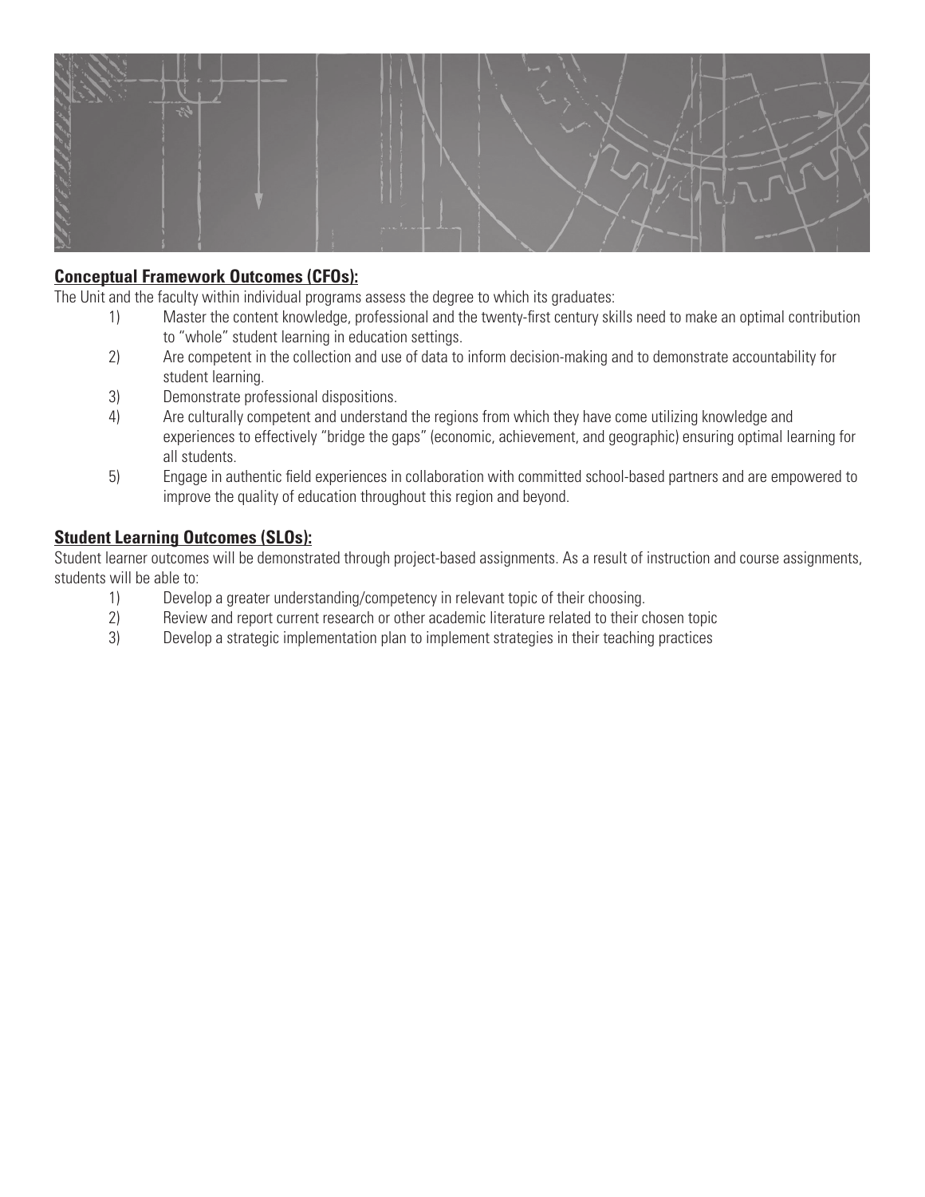## Conceptual Framework Outcomes (CFOs):

The Unit and the faculty within individual programs assess the degree to which its graduates:

1) Master the content knowledge, professional and the twenty-first century skills need to make an optimal contribution to "whole" student learning in education settings.
2) Are competent in the collection and use of data to inform decision-making and to demonstrate accountability for student learning.
3) Demonstrate professional dispositions.
4) Are culturally competent and understand the regions from which they have come utilizing knowledge and experiences to effectively "bridge the gaps" (economic, achievement, and geographic) ensuring optimal learning for all students.
5) Engage in authentic field experiences in collaboration with committed school-based partners and are empowered to improve the quality of education throughout this region and beyond.

## Student Learning Outcomes (SLOs):

Student learner outcomes will be demonstrated through project-based assignments. As a result of instruction and course assignments, students will be able to:

1) Develop a greater understanding/competency in relevant topic of their choosing.
2) Review and report current research or other academic literature related to their chosen topic
3) Develop a strategic implementation plan to implement strategies in their teaching practices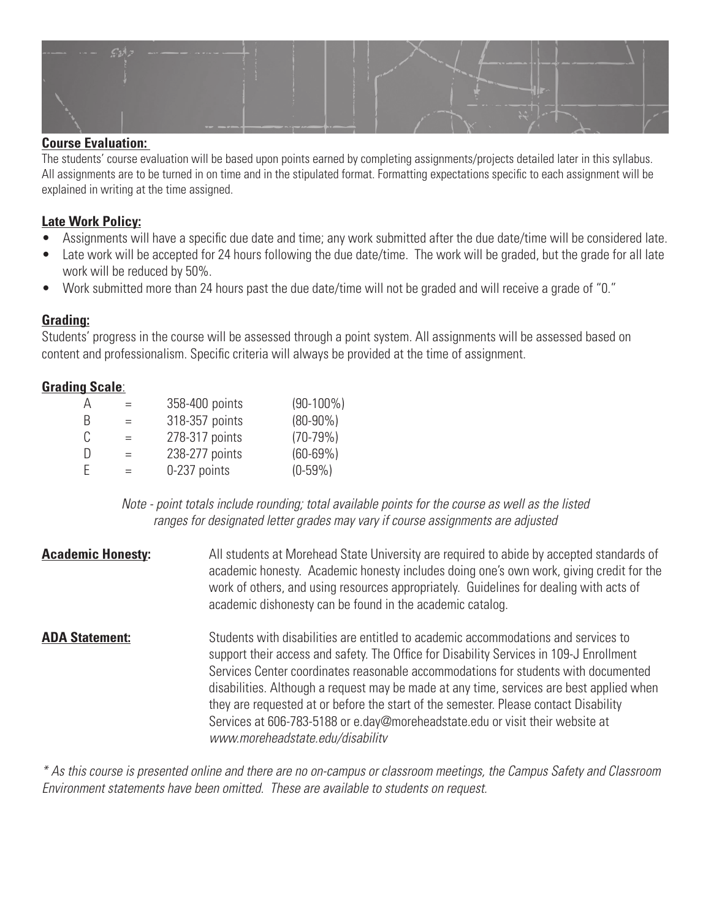**Course Evaluation:**

The students' course evaluation will be based upon points earned by completing assignments/projects detailed later in this syllabus. All assignments are to be turned in on time and in the stipulated format. Formatting expectations specific to each assignment will be explained in writing at the time assigned.

**Late Work Policy:**

- Assignments will have a specific due date and time; any work submitted after the due date/time will be considered late.
- Late work will be accepted for 24 hours following the due date/time. The work will be graded, but the grade for all late work will be reduced by 50%.
- Work submitted more than 24 hours past the due date/time will not be graded and will receive a grade of "0."

**Grading:**

Students' progress in the course will be assessed through a point system. All assignments will be assessed based on content and professionalism. Specific criteria will always be provided at the time of assignment.

**Grading Scale**:

| | | | |
|---|---|---|---|
| A | = | 358-400 points | (90-100%) |
| B | = | 318-357 points | (80-90%) |
| C | = | 278-317 points | (70-79%) |
| D | = | 238-277 points | (60-69%) |
| E | = | 0-237 points | (0-59%) |

*Note - point totals include rounding; total available points for the course as well as the listed ranges for designated letter grades may vary if course assignments are adjusted*

**Academic Honesty:** All students at Morehead State University are required to abide by accepted standards of academic honesty. Academic honesty includes doing one's own work, giving credit for the work of others, and using resources appropriately. Guidelines for dealing with acts of academic dishonesty can be found in the academic catalog.

**ADA Statement:** Students with disabilities are entitled to academic accommodations and services to support their access and safety. The Office for Disability Services in 109-J Enrollment Services Center coordinates reasonable accommodations for students with documented disabilities. Although a request may be made at any time, services are best applied when they are requested at or before the start of the semester. Please contact Disability Services at 606-783-5188 or e.day@moreheadstate.edu or visit their website at *www.moreheadstate.edu/disability*

*\* As this course is presented online and there are no on-campus or classroom meetings, the Campus Safety and Classroom Environment statements have been omitted. These are available to students on request.*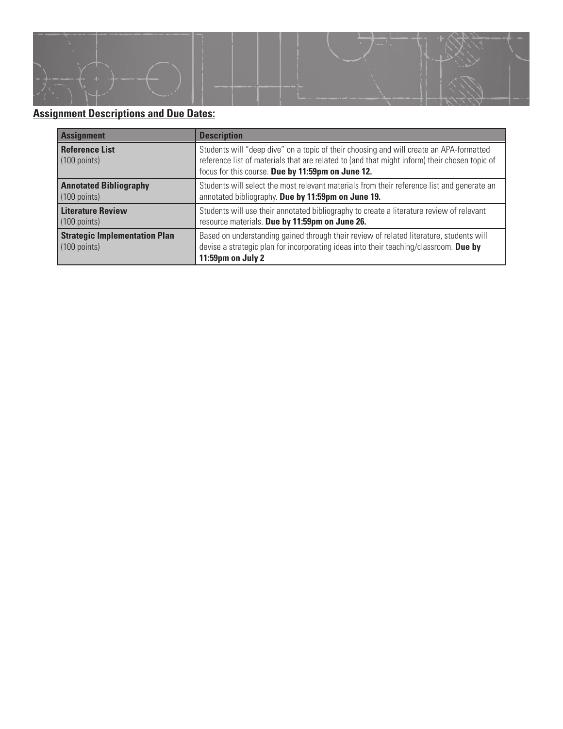**<u>Assignment Descriptions and Due Dates:</u>**

| Assignment | Description |
| --- | --- |
| **Reference List** (100 points) | Students will "deep dive" on a topic of their choosing and will create an APA-formatted reference list of materials that are related to (and that might inform) their chosen topic of focus for this course. **Due by 11:59pm on June 12.** |
| **Annotated Bibliography** (100 points) | Students will select the most relevant materials from their reference list and generate an annotated bibliography. **Due by 11:59pm on June 19.** |
| **Literature Review** (100 points) | Students will use their annotated bibliography to create a literature review of relevant resource materials. **Due by 11:59pm on June 26.** |
| **Strategic Implementation Plan** (100 points) | Based on understanding gained through their review of related literature, students will devise a strategic plan for incorporating ideas into their teaching/classroom. **Due by 11:59pm on July 2** |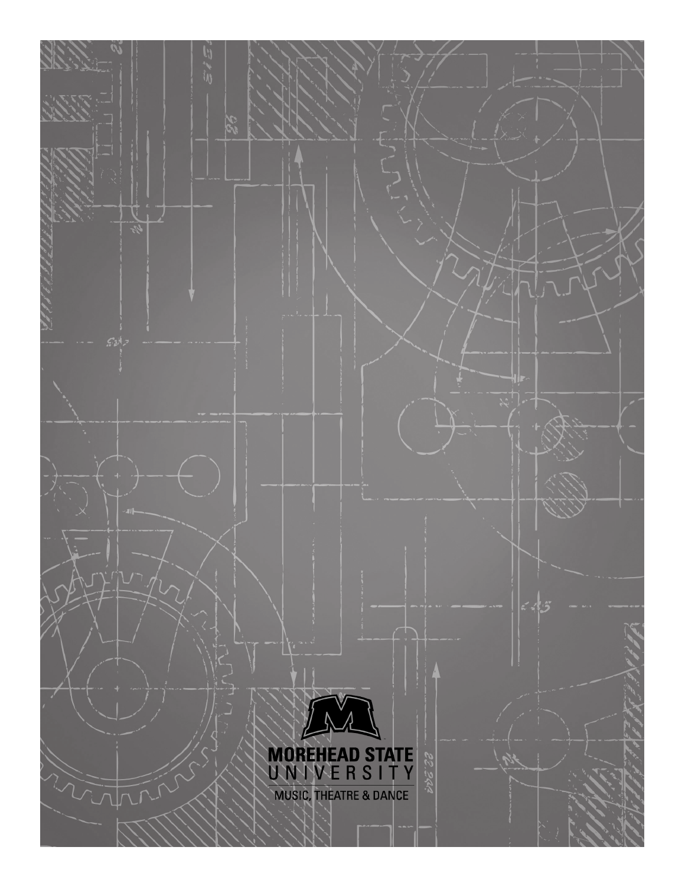MOREHEAD STATE UNIVERSITY

MUSIC, THEATRE & DANCE